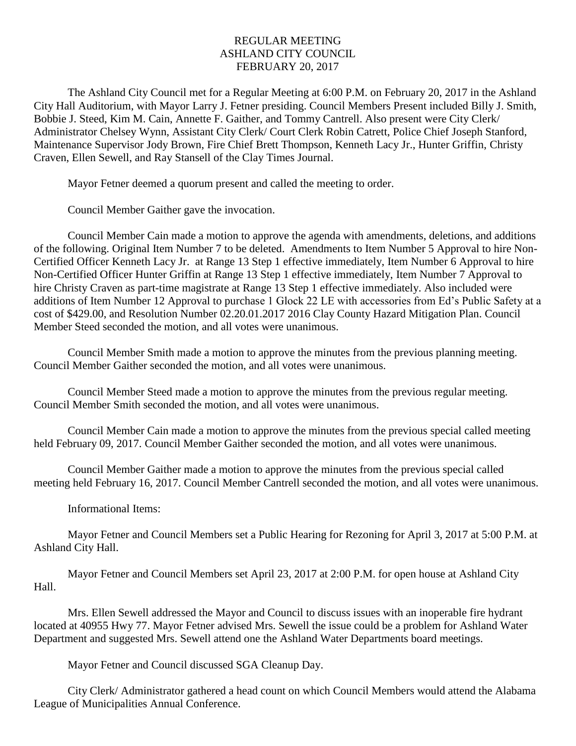# REGULAR MEETING
# ASHLAND CITY COUNCIL
# FEBRUARY 20, 2017

The Ashland City Council met for a Regular Meeting at 6:00 P.M. on February 20, 2017 in the Ashland City Hall Auditorium, with Mayor Larry J. Fetner presiding. Council Members Present included Billy J. Smith, Bobbie J. Steed, Kim M. Cain, Annette F. Gaither, and Tommy Cantrell. Also present were City Clerk/ Administrator Chelsey Wynn, Assistant City Clerk/ Court Clerk Robin Catrett, Police Chief Joseph Stanford, Maintenance Supervisor Jody Brown, Fire Chief Brett Thompson, Kenneth Lacy Jr., Hunter Griffin, Christy Craven, Ellen Sewell, and Ray Stansell of the Clay Times Journal.

Mayor Fetner deemed a quorum present and called the meeting to order.

Council Member Gaither gave the invocation.

Council Member Cain made a motion to approve the agenda with amendments, deletions, and additions of the following. Original Item Number 7 to be deleted. Amendments to Item Number 5 Approval to hire Non-Certified Officer Kenneth Lacy Jr. at Range 13 Step 1 effective immediately, Item Number 6 Approval to hire Non-Certified Officer Hunter Griffin at Range 13 Step 1 effective immediately, Item Number 7 Approval to hire Christy Craven as part-time magistrate at Range 13 Step 1 effective immediately. Also included were additions of Item Number 12 Approval to purchase 1 Glock 22 LE with accessories from Ed's Public Safety at a cost of $429.00, and Resolution Number 02.20.01.2017 2016 Clay County Hazard Mitigation Plan. Council Member Steed seconded the motion, and all votes were unanimous.

Council Member Smith made a motion to approve the minutes from the previous planning meeting. Council Member Gaither seconded the motion, and all votes were unanimous.

Council Member Steed made a motion to approve the minutes from the previous regular meeting. Council Member Smith seconded the motion, and all votes were unanimous.

Council Member Cain made a motion to approve the minutes from the previous special called meeting held February 09, 2017. Council Member Gaither seconded the motion, and all votes were unanimous.

Council Member Gaither made a motion to approve the minutes from the previous special called meeting held February 16, 2017. Council Member Cantrell seconded the motion, and all votes were unanimous.

Informational Items:

Mayor Fetner and Council Members set a Public Hearing for Rezoning for April 3, 2017 at 5:00 P.M. at Ashland City Hall.

Mayor Fetner and Council Members set April 23, 2017 at 2:00 P.M. for open house at Ashland City Hall.

Mrs. Ellen Sewell addressed the Mayor and Council to discuss issues with an inoperable fire hydrant located at 40955 Hwy 77. Mayor Fetner advised Mrs. Sewell the issue could be a problem for Ashland Water Department and suggested Mrs. Sewell attend one the Ashland Water Departments board meetings.

Mayor Fetner and Council discussed SGA Cleanup Day.

City Clerk/ Administrator gathered a head count on which Council Members would attend the Alabama League of Municipalities Annual Conference.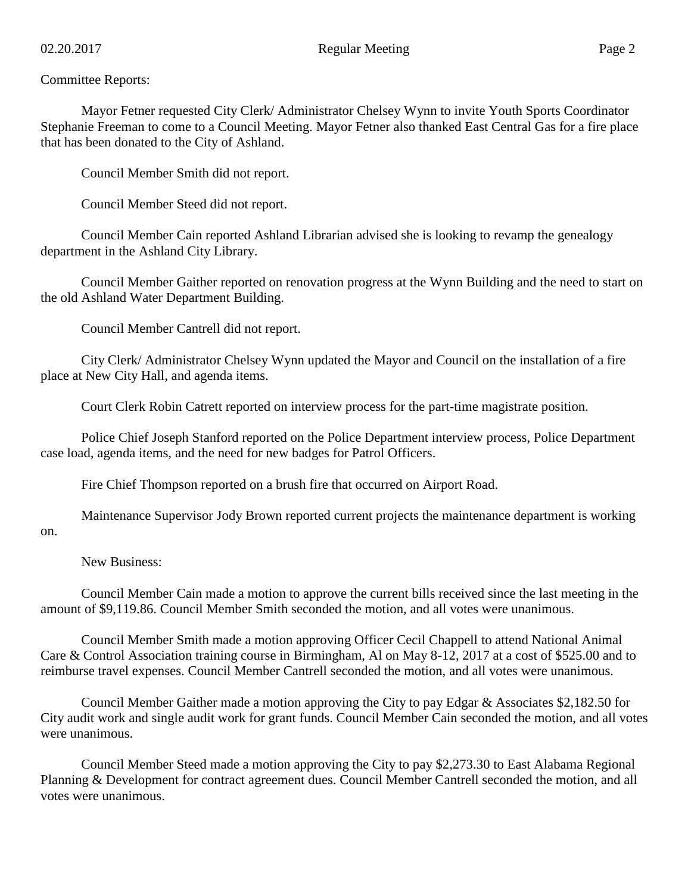Committee Reports:

Mayor Fetner requested City Clerk/ Administrator Chelsey Wynn to invite Youth Sports Coordinator Stephanie Freeman to come to a Council Meeting. Mayor Fetner also thanked East Central Gas for a fire place that has been donated to the City of Ashland.

Council Member Smith did not report.

Council Member Steed did not report.

Council Member Cain reported Ashland Librarian advised she is looking to revamp the genealogy department in the Ashland City Library.

Council Member Gaither reported on renovation progress at the Wynn Building and the need to start on the old Ashland Water Department Building.

Council Member Cantrell did not report.

City Clerk/ Administrator Chelsey Wynn updated the Mayor and Council on the installation of a fire place at New City Hall, and agenda items.

Court Clerk Robin Catrett reported on interview process for the part-time magistrate position.

Police Chief Joseph Stanford reported on the Police Department interview process, Police Department case load, agenda items, and the need for new badges for Patrol Officers.

Fire Chief Thompson reported on a brush fire that occurred on Airport Road.

Maintenance Supervisor Jody Brown reported current projects the maintenance department is working on.

New Business:

Council Member Cain made a motion to approve the current bills received since the last meeting in the amount of $9,119.86. Council Member Smith seconded the motion, and all votes were unanimous.

Council Member Smith made a motion approving Officer Cecil Chappell to attend National Animal Care & Control Association training course in Birmingham, Al on May 8-12, 2017 at a cost of $525.00 and to reimburse travel expenses. Council Member Cantrell seconded the motion, and all votes were unanimous.

Council Member Gaither made a motion approving the City to pay Edgar & Associates $2,182.50 for City audit work and single audit work for grant funds. Council Member Cain seconded the motion, and all votes were unanimous.

Council Member Steed made a motion approving the City to pay $2,273.30 to East Alabama Regional Planning & Development for contract agreement dues. Council Member Cantrell seconded the motion, and all votes were unanimous.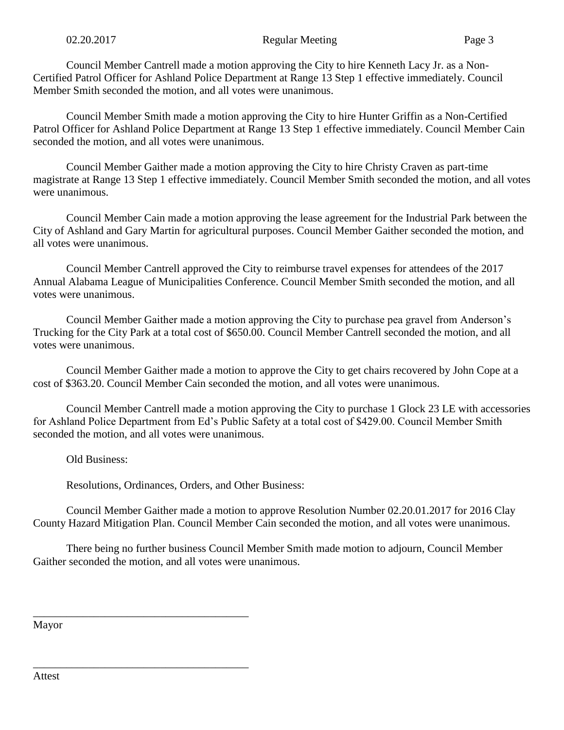Council Member Cantrell made a motion approving the City to hire Kenneth Lacy Jr. as a Non-Certified Patrol Officer for Ashland Police Department at Range 13 Step 1 effective immediately. Council Member Smith seconded the motion, and all votes were unanimous.

Council Member Smith made a motion approving the City to hire Hunter Griffin as a Non-Certified Patrol Officer for Ashland Police Department at Range 13 Step 1 effective immediately. Council Member Cain seconded the motion, and all votes were unanimous.

Council Member Gaither made a motion approving the City to hire Christy Craven as part-time magistrate at Range 13 Step 1 effective immediately. Council Member Smith seconded the motion, and all votes were unanimous.

Council Member Cain made a motion approving the lease agreement for the Industrial Park between the City of Ashland and Gary Martin for agricultural purposes. Council Member Gaither seconded the motion, and all votes were unanimous.

Council Member Cantrell approved the City to reimburse travel expenses for attendees of the 2017 Annual Alabama League of Municipalities Conference. Council Member Smith seconded the motion, and all votes were unanimous.

Council Member Gaither made a motion approving the City to purchase pea gravel from Anderson's Trucking for the City Park at a total cost of $650.00. Council Member Cantrell seconded the motion, and all votes were unanimous.

Council Member Gaither made a motion to approve the City to get chairs recovered by John Cope at a cost of $363.20. Council Member Cain seconded the motion, and all votes were unanimous.

Council Member Cantrell made a motion approving the City to purchase 1 Glock 23 LE with accessories for Ashland Police Department from Ed's Public Safety at a total cost of $429.00. Council Member Smith seconded the motion, and all votes were unanimous.

Old Business:

Resolutions, Ordinances, Orders, and Other Business:

Council Member Gaither made a motion to approve Resolution Number 02.20.01.2017 for 2016 Clay County Hazard Mitigation Plan. Council Member Cain seconded the motion, and all votes were unanimous.

There being no further business Council Member Smith made motion to adjourn, Council Member Gaither seconded the motion, and all votes were unanimous.

\_\_\_\_\_\_\_\_\_\_\_\_\_\_\_\_\_\_\_\_\_\_\_\_\_\_\_\_\_\_\_\_\_\_\_\_\_\_\_\_

Mayor

\_\_\_\_\_\_\_\_\_\_\_\_\_\_\_\_\_\_\_\_\_\_\_\_\_\_\_\_\_\_\_\_\_\_\_\_\_\_\_\_

Attest